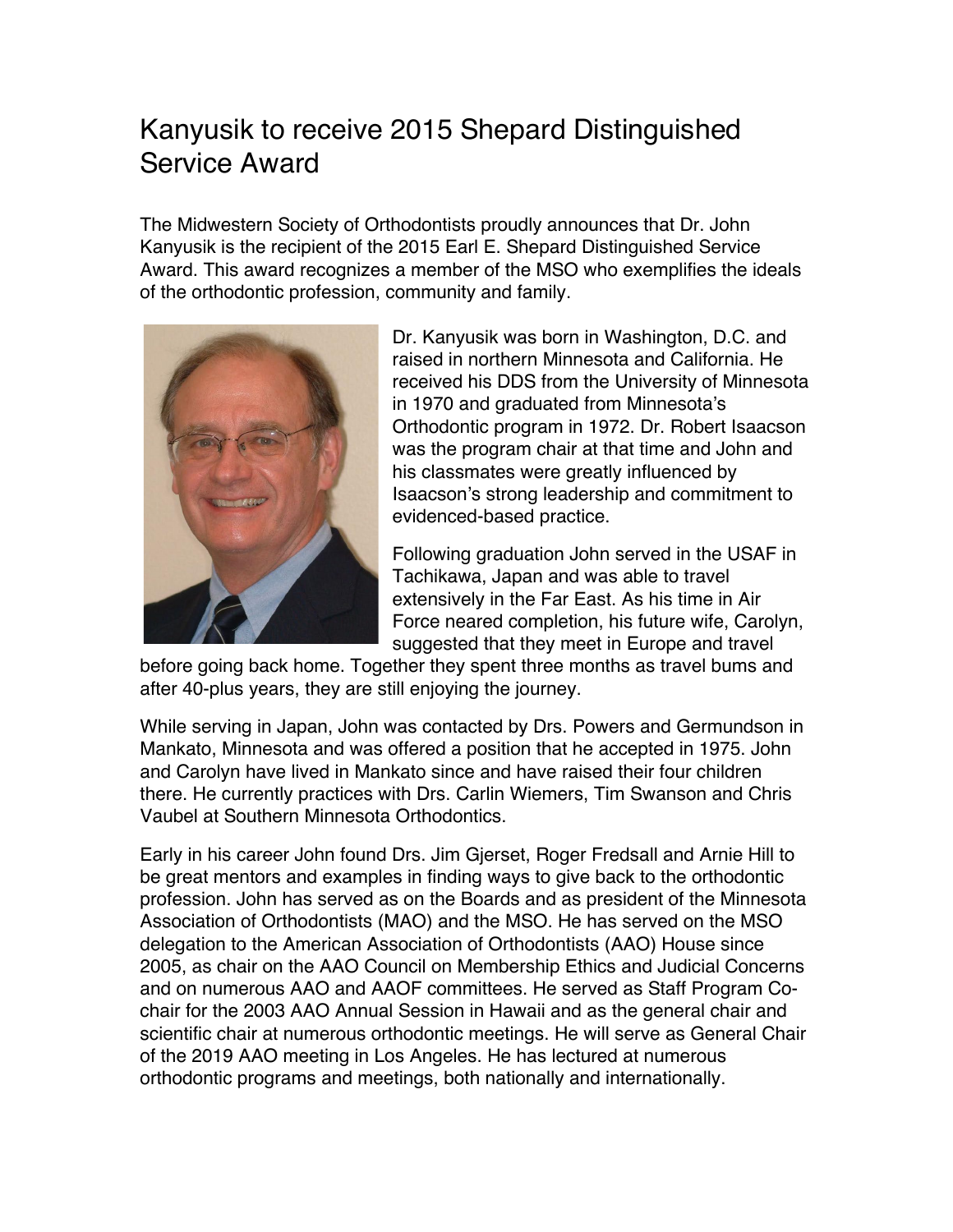# Kanyusik to receive 2015 Shepard Distinguished Service Award

The Midwestern Society of Orthodontists proudly announces that Dr. John Kanyusik is the recipient of the 2015 Earl E. Shepard Distinguished Service Award. This award recognizes a member of the MSO who exemplifies the ideals of the orthodontic profession, community and family.

Dr. Kanyusik was born in Washington, D.C. and raised in northern Minnesota and California. He received his DDS from the University of Minnesota in 1970 and graduated from Minnesota's Orthodontic program in 1972. Dr. Robert Isaacson was the program chair at that time and John and his classmates were greatly influenced by Isaacson's strong leadership and commitment to evidenced-based practice.

Following graduation John served in the USAF in Tachikawa, Japan and was able to travel extensively in the Far East. As his time in Air Force neared completion, his future wife, Carolyn, suggested that they meet in Europe and travel before going back home. Together they spent three months as travel bums and after 40-plus years, they are still enjoying the journey.

While serving in Japan, John was contacted by Drs. Powers and Germundson in Mankato, Minnesota and was offered a position that he accepted in 1975. John and Carolyn have lived in Mankato since and have raised their four children there. He currently practices with Drs. Carlin Wiemers, Tim Swanson and Chris Vaubel at Southern Minnesota Orthodontics.

Early in his career John found Drs. Jim Gjerset, Roger Fredsall and Arnie Hill to be great mentors and examples in finding ways to give back to the orthodontic profession. John has served as on the Boards and as president of the Minnesota Association of Orthodontists (MAO) and the MSO. He has served on the MSO delegation to the American Association of Orthodontists (AAO) House since 2005, as chair on the AAO Council on Membership Ethics and Judicial Concerns and on numerous AAO and AAOF committees. He served as Staff Program Co-chair for the 2003 AAO Annual Session in Hawaii and as the general chair and scientific chair at numerous orthodontic meetings. He will serve as General Chair of the 2019 AAO meeting in Los Angeles. He has lectured at numerous orthodontic programs and meetings, both nationally and internationally.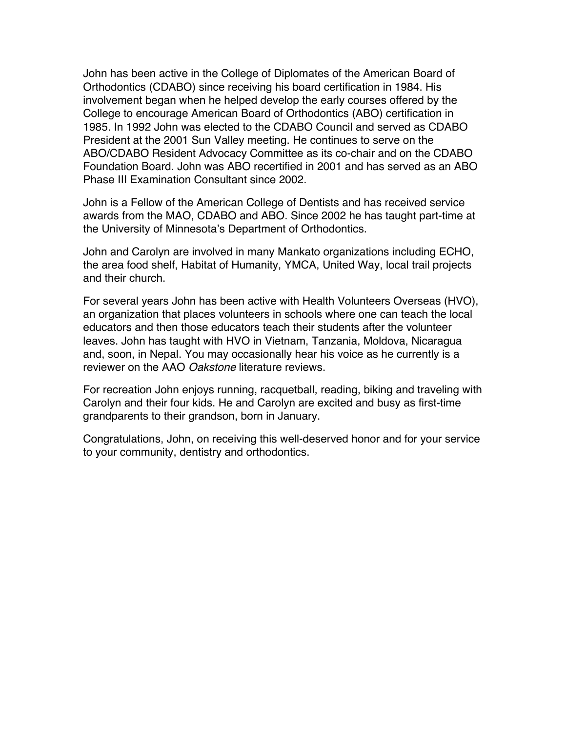John has been active in the College of Diplomates of the American Board of Orthodontics (CDABO) since receiving his board certification in 1984. His involvement began when he helped develop the early courses offered by the College to encourage American Board of Orthodontics (ABO) certification in 1985. In 1992 John was elected to the CDABO Council and served as CDABO President at the 2001 Sun Valley meeting. He continues to serve on the ABO/CDABO Resident Advocacy Committee as its co-chair and on the CDABO Foundation Board. John was ABO recertified in 2001 and has served as an ABO Phase III Examination Consultant since 2002.

John is a Fellow of the American College of Dentists and has received service awards from the MAO, CDABO and ABO. Since 2002 he has taught part-time at the University of Minnesota's Department of Orthodontics.

John and Carolyn are involved in many Mankato organizations including ECHO, the area food shelf, Habitat of Humanity, YMCA, United Way, local trail projects and their church.

For several years John has been active with Health Volunteers Overseas (HVO), an organization that places volunteers in schools where one can teach the local educators and then those educators teach their students after the volunteer leaves. John has taught with HVO in Vietnam, Tanzania, Moldova, Nicaragua and, soon, in Nepal. You may occasionally hear his voice as he currently is a reviewer on the AAO *Oakstone* literature reviews.

For recreation John enjoys running, racquetball, reading, biking and traveling with Carolyn and their four kids. He and Carolyn are excited and busy as first-time grandparents to their grandson, born in January.

Congratulations, John, on receiving this well-deserved honor and for your service to your community, dentistry and orthodontics.